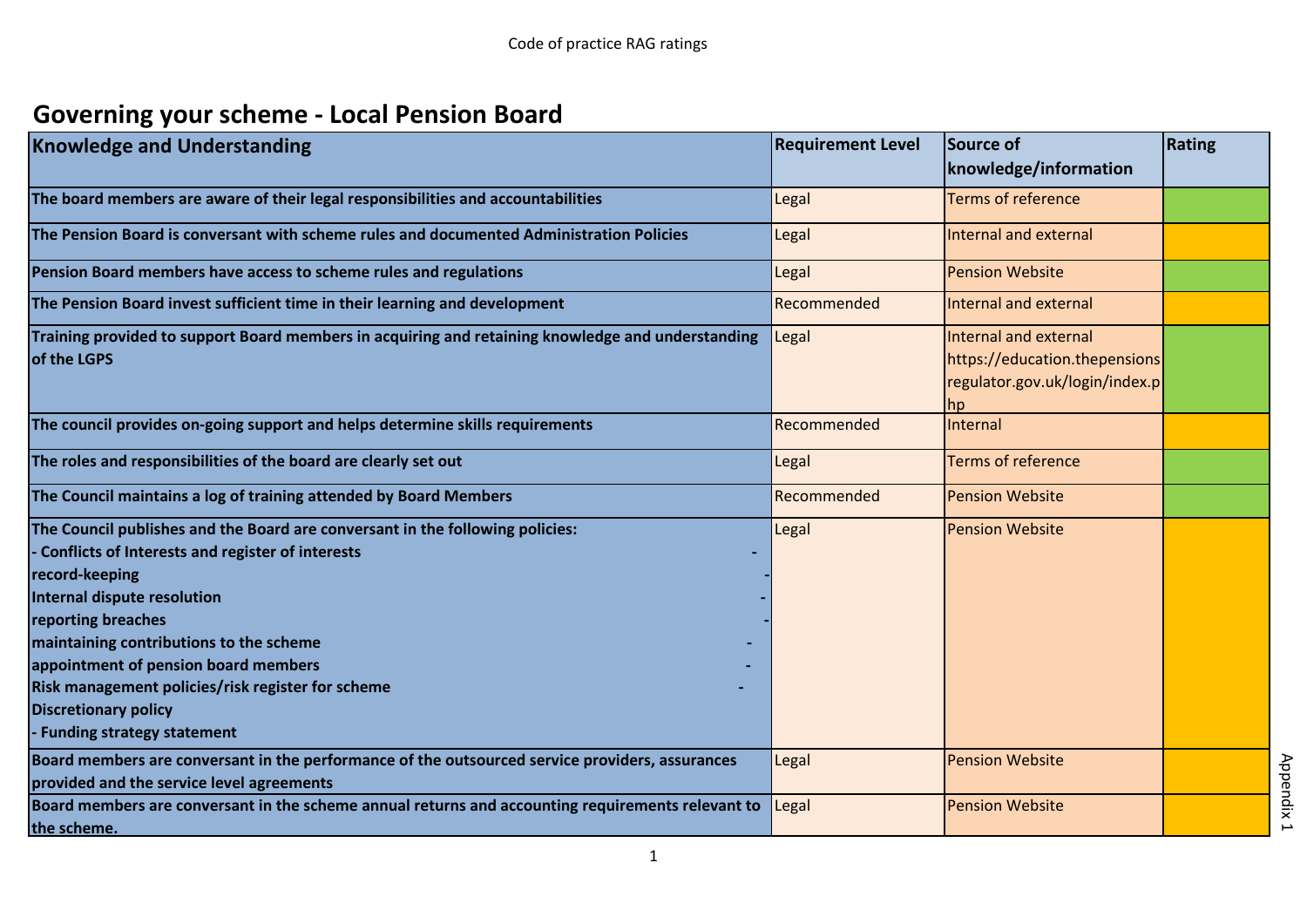# Governing your scheme - Local Pension Board

| Knowledge and Understanding | Requirement Level | Source of knowledge/information | Rating |
|---|---|---|---|
| **The board members are aware of their legal responsibilities and accountabilities** | Legal | Terms of reference | |
| **The Pension Board is conversant with scheme rules and documented Administration Policies** | Legal | Internal and external | |
| **Pension Board members have access to scheme rules and regulations** | Legal | Pension Website | |
| **The Pension Board invest sufficient time in their learning and development** | Recommended | Internal and external | |
| **Training provided to support Board members in acquiring and retaining knowledge and understanding of the LGPS** | Legal | Internal and external https://education.thepensionsregulator.gov.uk/login/index.php | |
| **The council provides on-going support and helps determine skills requirements** | Recommended | Internal | |
| **The roles and responsibilities of the board are clearly set out** | Legal | Terms of reference | |
| **The Council maintains a log of training attended by Board Members** | Recommended | Pension Website | |
| **The Council publishes and the Board are conversant in the following policies:**<br>**- Conflicts of Interests and register of interests**<br>**- record-keeping**<br>**- Internal dispute resolution**<br>**- reporting breaches**<br>**- maintaining contributions to the scheme**<br>**- appointment of pension board members**<br>**- Risk management policies/risk register for scheme**<br>**- Discretionary policy**<br>**- Funding strategy statement** | Legal | Pension Website | |
| **Board members are conversant in the performance of the outsourced service providers, assurances provided and the service level agreements** | Legal | Pension Website | |
| **Board members are conversant in the scheme annual returns and accounting requirements relevant to the scheme.** | Legal | Pension Website | |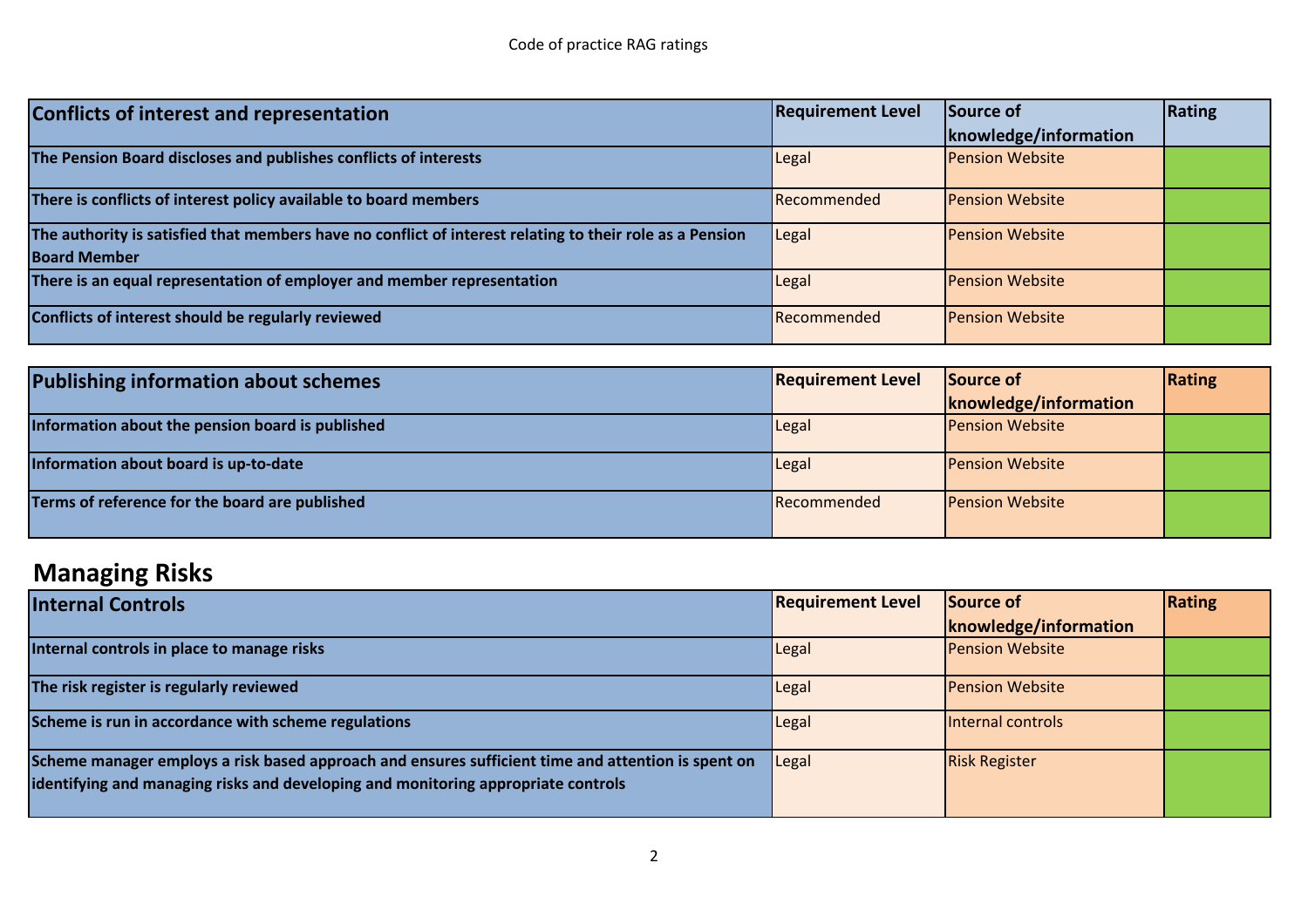Code of practice RAG ratings

| Conflicts of interest and representation | Requirement Level | Source of knowledge/information | Rating |
|---|---|---|---|
| **The Pension Board discloses and publishes conflicts of interests** | Legal | Pension Website | |
| **There is conflicts of interest policy available to board members** | Recommended | Pension Website | |
| **The authority is satisfied that members have no conflict of interest relating to their role as a Pension Board Member** | Legal | Pension Website | |
| **There is an equal representation of employer and member representation** | Legal | Pension Website | |
| **Conflicts of interest should be regularly reviewed** | Recommended | Pension Website | |

| Publishing information about schemes | Requirement Level | Source of knowledge/information | Rating |
|---|---|---|---|
| **Information about the pension board is published** | Legal | Pension Website | |
| **Information about board is up-to-date** | Legal | Pension Website | |
| **Terms of reference for the board are published** | Recommended | Pension Website | |

# Managing Risks

| Internal Controls | Requirement Level | Source of knowledge/information | Rating |
|---|---|---|---|
| **Internal controls in place to manage risks** | Legal | Pension Website | |
| **The risk register is regularly reviewed** | Legal | Pension Website | |
| **Scheme is run in accordance with scheme regulations** | Legal | Internal controls | |
| **Scheme manager employs a risk based approach and ensures sufficient time and attention is spent on identifying and managing risks and developing and monitoring appropriate controls** | Legal | Risk Register | |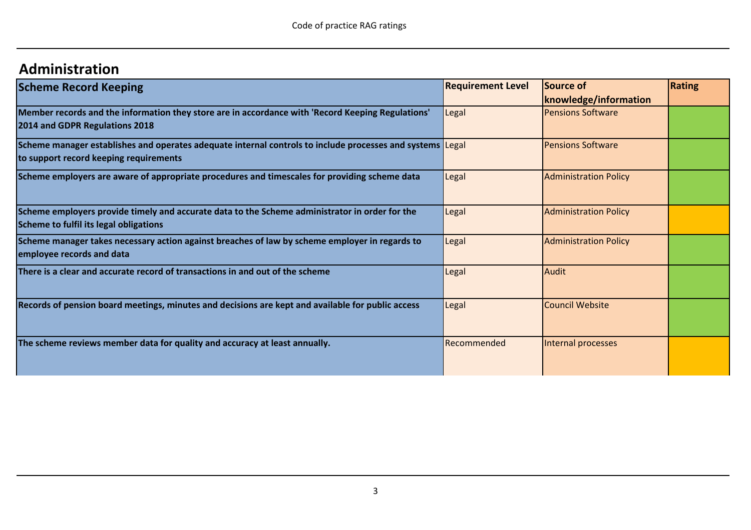## Administration

| Scheme Record Keeping | Requirement Level | Source of knowledge/information | Rating |
|---|---|---|---|
| **Member records and the information they store are in accordance with 'Record Keeping Regulations' 2014 and GDPR Regulations 2018** | Legal | Pensions Software | |
| **Scheme manager establishes and operates adequate internal controls to include processes and systems to support record keeping requirements** | Legal | Pensions Software | |
| **Scheme employers are aware of appropriate procedures and timescales for providing scheme data** | Legal | Administration Policy | |
| **Scheme employers provide timely and accurate data to the Scheme administrator in order for the Scheme to fulfil its legal obligations** | Legal | Administration Policy | |
| **Scheme manager takes necessary action against breaches of law by scheme employer in regards to employee records and data** | Legal | Administration Policy | |
| **There is a clear and accurate record of transactions in and out of the scheme** | Legal | Audit | |
| **Records of pension board meetings, minutes and decisions are kept and available for public access** | Legal | Council Website | |
| **The scheme reviews member data for quality and accuracy at least annually.** | Recommended | Internal processes | |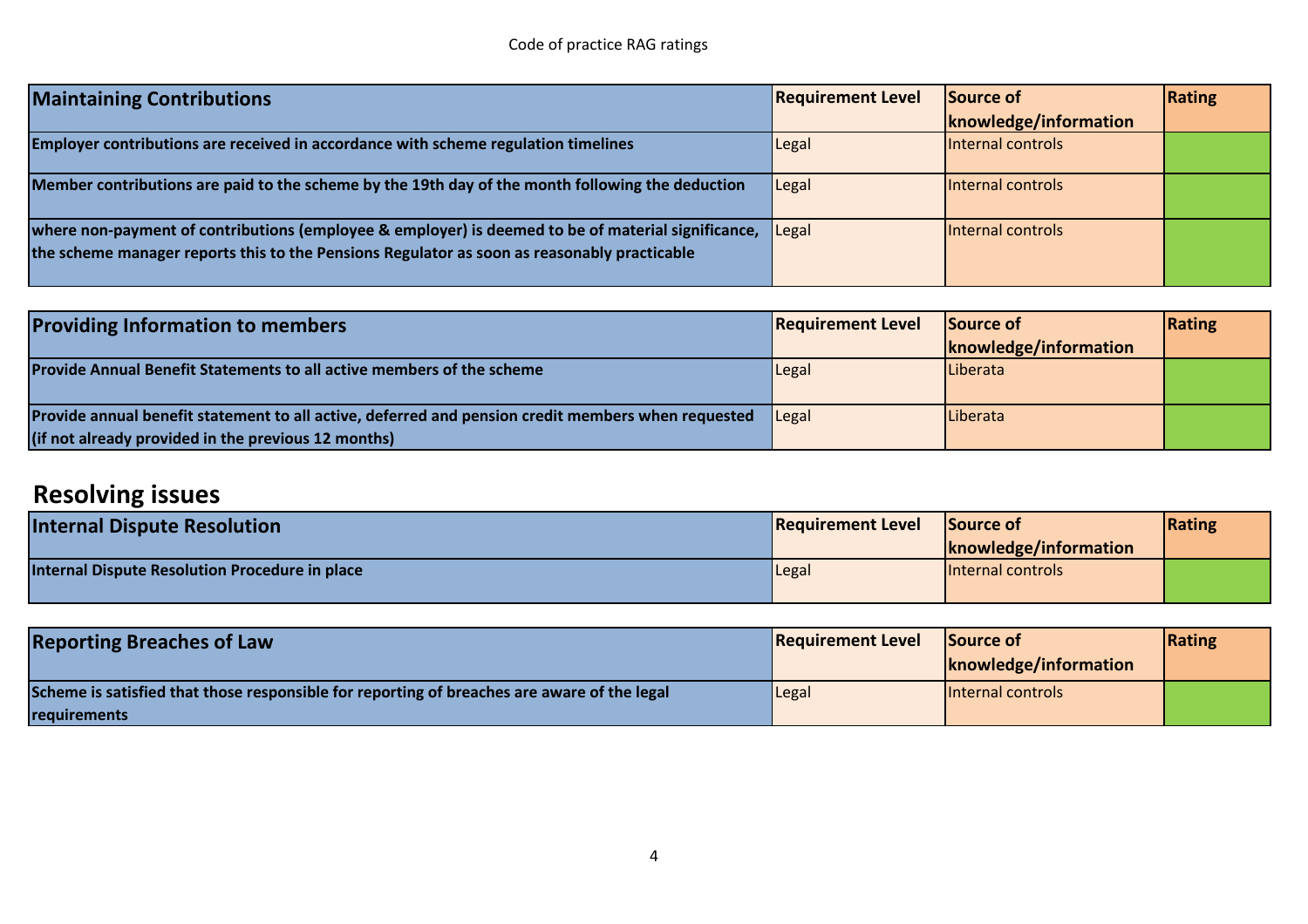| Maintaining Contributions | Requirement Level | Source of knowledge/information | Rating |
|---|---|---|---|
| Employer contributions are received in accordance with scheme regulation timelines | Legal | Internal controls | |
| Member contributions are paid to the scheme by the 19th day of the month following the deduction | Legal | Internal controls | |
| where non-payment of contributions (employee & employer) is deemed to be of material significance, the scheme manager reports this to the Pensions Regulator as soon as reasonably practicable | Legal | Internal controls | |

| Providing Information to members | Requirement Level | Source of knowledge/information | Rating |
|---|---|---|---|
| Provide Annual Benefit Statements to all active members of the scheme | Legal | Liberata | |
| Provide annual benefit statement to all active, deferred and pension credit members when requested (if not already provided in the previous 12 months) | Legal | Liberata | |

## Resolving issues

| Internal Dispute Resolution | Requirement Level | Source of knowledge/information | Rating |
|---|---|---|---|
| Internal Dispute Resolution Procedure in place | Legal | Internal controls | |

| Reporting Breaches of Law | Requirement Level | Source of knowledge/information | Rating |
|---|---|---|---|
| Scheme is satisfied that those responsible for reporting of breaches are aware of the legal requirements | Legal | Internal controls | |